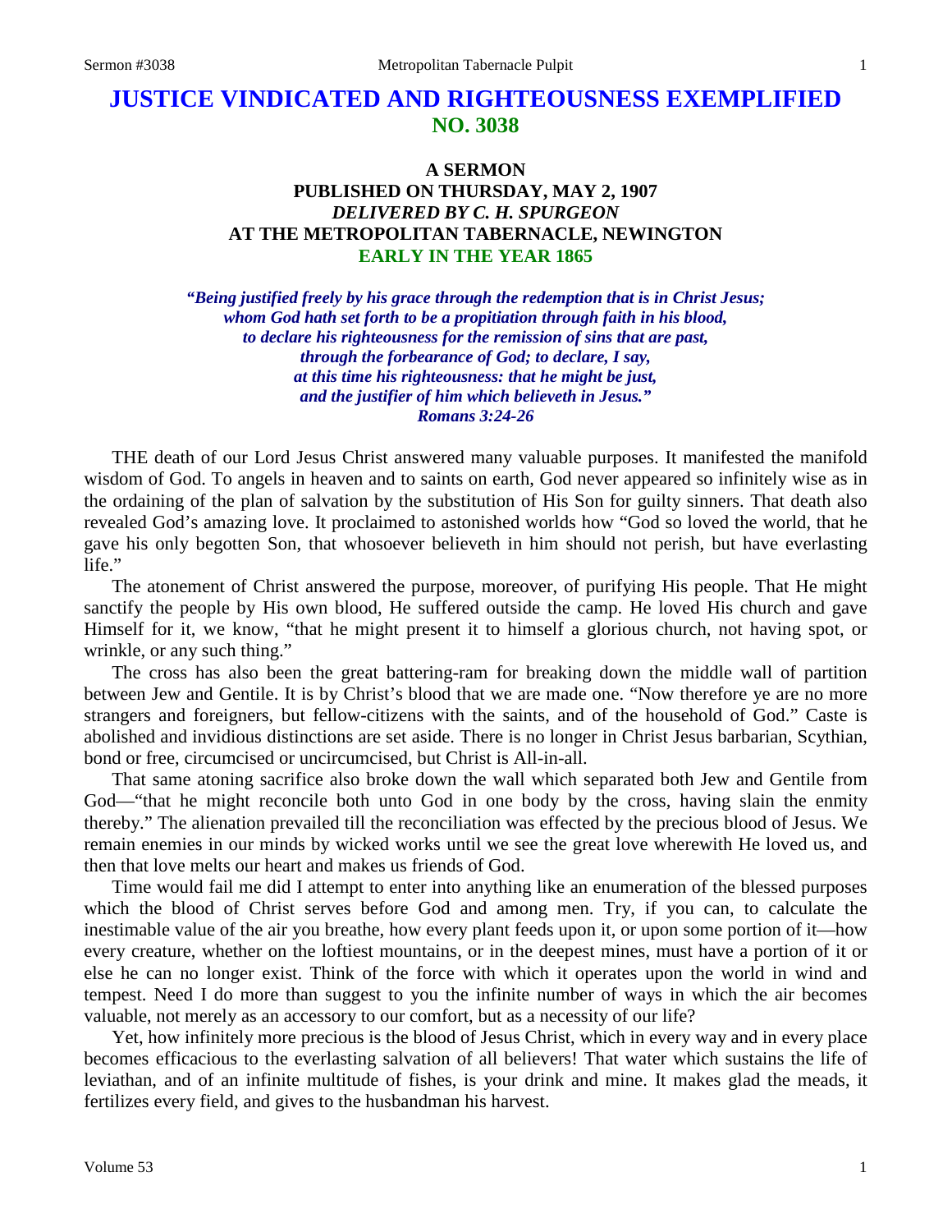# JUSTICE VINDICATED AND RIGHTEOUSNESS EXEMPLIFIED
## NO. 3038

### A SERMON
### PUBLISHED ON THURSDAY, MAY 2, 1907
### *DELIVERED BY C. H. SPURGEON*
### AT THE METROPOLITAN TABERNACLE, NEWINGTON
### EARLY IN THE YEAR 1865

***"Being justified freely by his grace through the redemption that is in Christ Jesus; whom God hath set forth to be a propitiation through faith in his blood, to declare his righteousness for the remission of sins that are past, through the forbearance of God; to declare, I say, at this time his righteousness: that he might be just, and the justifier of him which believeth in Jesus."***
***Romans 3:24-26***

THE death of our Lord Jesus Christ answered many valuable purposes. It manifested the manifold wisdom of God. To angels in heaven and to saints on earth, God never appeared so infinitely wise as in the ordaining of the plan of salvation by the substitution of His Son for guilty sinners. That death also revealed God's amazing love. It proclaimed to astonished worlds how "God so loved the world, that he gave his only begotten Son, that whosoever believeth in him should not perish, but have everlasting life."

The atonement of Christ answered the purpose, moreover, of purifying His people. That He might sanctify the people by His own blood, He suffered outside the camp. He loved His church and gave Himself for it, we know, "that he might present it to himself a glorious church, not having spot, or wrinkle, or any such thing."

The cross has also been the great battering-ram for breaking down the middle wall of partition between Jew and Gentile. It is by Christ's blood that we are made one. "Now therefore ye are no more strangers and foreigners, but fellow-citizens with the saints, and of the household of God." Caste is abolished and invidious distinctions are set aside. There is no longer in Christ Jesus barbarian, Scythian, bond or free, circumcised or uncircumcised, but Christ is All-in-all.

That same atoning sacrifice also broke down the wall which separated both Jew and Gentile from God—"that he might reconcile both unto God in one body by the cross, having slain the enmity thereby." The alienation prevailed till the reconciliation was effected by the precious blood of Jesus. We remain enemies in our minds by wicked works until we see the great love wherewith He loved us, and then that love melts our heart and makes us friends of God.

Time would fail me did I attempt to enter into anything like an enumeration of the blessed purposes which the blood of Christ serves before God and among men. Try, if you can, to calculate the inestimable value of the air you breathe, how every plant feeds upon it, or upon some portion of it—how every creature, whether on the loftiest mountains, or in the deepest mines, must have a portion of it or else he can no longer exist. Think of the force with which it operates upon the world in wind and tempest. Need I do more than suggest to you the infinite number of ways in which the air becomes valuable, not merely as an accessory to our comfort, but as a necessity of our life?

Yet, how infinitely more precious is the blood of Jesus Christ, which in every way and in every place becomes efficacious to the everlasting salvation of all believers! That water which sustains the life of leviathan, and of an infinite multitude of fishes, is your drink and mine. It makes glad the meads, it fertilizes every field, and gives to the husbandman his harvest.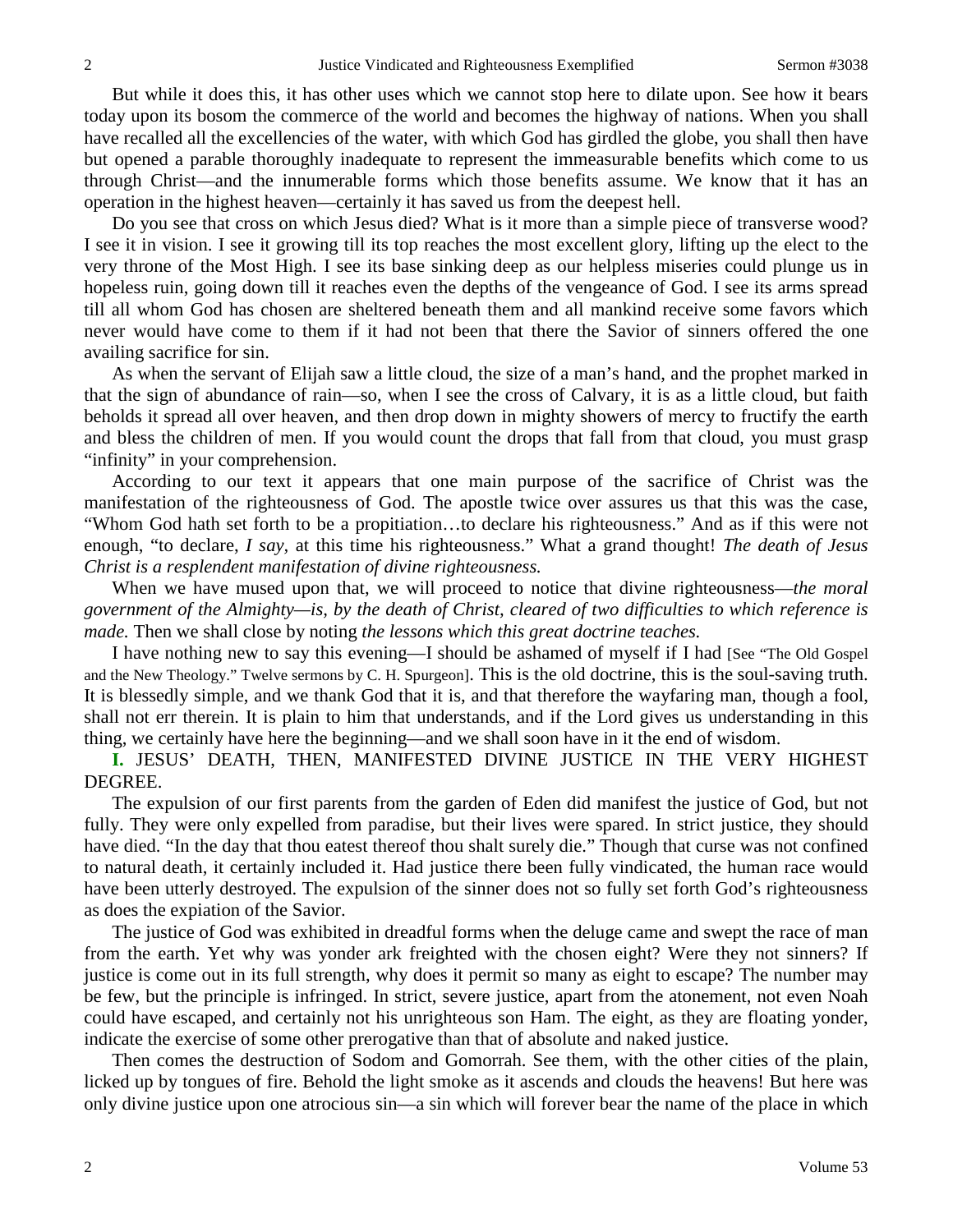But while it does this, it has other uses which we cannot stop here to dilate upon. See how it bears today upon its bosom the commerce of the world and becomes the highway of nations. When you shall have recalled all the excellencies of the water, with which God has girdled the globe, you shall then have but opened a parable thoroughly inadequate to represent the immeasurable benefits which come to us through Christ—and the innumerable forms which those benefits assume. We know that it has an operation in the highest heaven—certainly it has saved us from the deepest hell.

Do you see that cross on which Jesus died? What is it more than a simple piece of transverse wood? I see it in vision. I see it growing till its top reaches the most excellent glory, lifting up the elect to the very throne of the Most High. I see its base sinking deep as our helpless miseries could plunge us in hopeless ruin, going down till it reaches even the depths of the vengeance of God. I see its arms spread till all whom God has chosen are sheltered beneath them and all mankind receive some favors which never would have come to them if it had not been that there the Savior of sinners offered the one availing sacrifice for sin.

As when the servant of Elijah saw a little cloud, the size of a man's hand, and the prophet marked in that the sign of abundance of rain—so, when I see the cross of Calvary, it is as a little cloud, but faith beholds it spread all over heaven, and then drop down in mighty showers of mercy to fructify the earth and bless the children of men. If you would count the drops that fall from that cloud, you must grasp "infinity" in your comprehension.

According to our text it appears that one main purpose of the sacrifice of Christ was the manifestation of the righteousness of God. The apostle twice over assures us that this was the case, "Whom God hath set forth to be a propitiation…to declare his righteousness." And as if this were not enough, "to declare, *I say,* at this time his righteousness." What a grand thought! *The death of Jesus Christ is a resplendent manifestation of divine righteousness.*

When we have mused upon that, we will proceed to notice that divine righteousness—*the moral government of the Almighty—is, by the death of Christ, cleared of two difficulties to which reference is made.* Then we shall close by noting *the lessons which this great doctrine teaches.*

I have nothing new to say this evening—I should be ashamed of myself if I had [See "The Old Gospel and the New Theology." Twelve sermons by C. H. Spurgeon]. This is the old doctrine, this is the soul-saving truth. It is blessedly simple, and we thank God that it is, and that therefore the wayfaring man, though a fool, shall not err therein. It is plain to him that understands, and if the Lord gives us understanding in this thing, we certainly have here the beginning—and we shall soon have in it the end of wisdom.

**I.** JESUS' DEATH, THEN, MANIFESTED DIVINE JUSTICE IN THE VERY HIGHEST DEGREE.

The expulsion of our first parents from the garden of Eden did manifest the justice of God, but not fully. They were only expelled from paradise, but their lives were spared. In strict justice, they should have died. "In the day that thou eatest thereof thou shalt surely die." Though that curse was not confined to natural death, it certainly included it. Had justice there been fully vindicated, the human race would have been utterly destroyed. The expulsion of the sinner does not so fully set forth God's righteousness as does the expiation of the Savior.

The justice of God was exhibited in dreadful forms when the deluge came and swept the race of man from the earth. Yet why was yonder ark freighted with the chosen eight? Were they not sinners? If justice is come out in its full strength, why does it permit so many as eight to escape? The number may be few, but the principle is infringed. In strict, severe justice, apart from the atonement, not even Noah could have escaped, and certainly not his unrighteous son Ham. The eight, as they are floating yonder, indicate the exercise of some other prerogative than that of absolute and naked justice.

Then comes the destruction of Sodom and Gomorrah. See them, with the other cities of the plain, licked up by tongues of fire. Behold the light smoke as it ascends and clouds the heavens! But here was only divine justice upon one atrocious sin—a sin which will forever bear the name of the place in which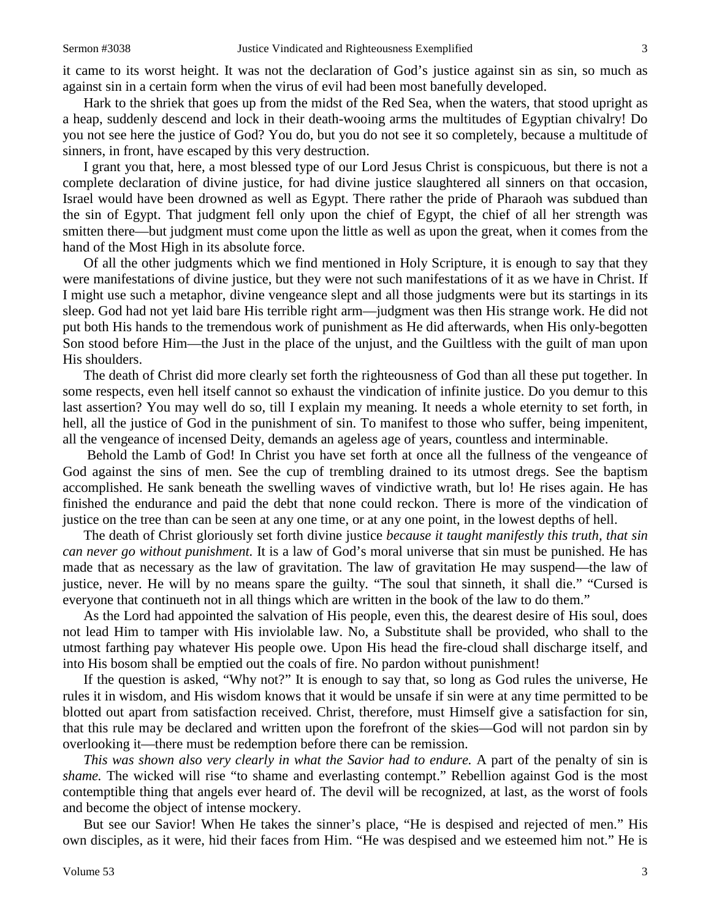it came to its worst height. It was not the declaration of God's justice against sin as sin, so much as against sin in a certain form when the virus of evil had been most banefully developed.

Hark to the shriek that goes up from the midst of the Red Sea, when the waters, that stood upright as a heap, suddenly descend and lock in their death-wooing arms the multitudes of Egyptian chivalry! Do you not see here the justice of God? You do, but you do not see it so completely, because a multitude of sinners, in front, have escaped by this very destruction.

I grant you that, here, a most blessed type of our Lord Jesus Christ is conspicuous, but there is not a complete declaration of divine justice, for had divine justice slaughtered all sinners on that occasion, Israel would have been drowned as well as Egypt. There rather the pride of Pharaoh was subdued than the sin of Egypt. That judgment fell only upon the chief of Egypt, the chief of all her strength was smitten there—but judgment must come upon the little as well as upon the great, when it comes from the hand of the Most High in its absolute force.

Of all the other judgments which we find mentioned in Holy Scripture, it is enough to say that they were manifestations of divine justice, but they were not such manifestations of it as we have in Christ. If I might use such a metaphor, divine vengeance slept and all those judgments were but its startings in its sleep. God had not yet laid bare His terrible right arm—judgment was then His strange work. He did not put both His hands to the tremendous work of punishment as He did afterwards, when His only-begotten Son stood before Him—the Just in the place of the unjust, and the Guiltless with the guilt of man upon His shoulders.

The death of Christ did more clearly set forth the righteousness of God than all these put together. In some respects, even hell itself cannot so exhaust the vindication of infinite justice. Do you demur to this last assertion? You may well do so, till I explain my meaning. It needs a whole eternity to set forth, in hell, all the justice of God in the punishment of sin. To manifest to those who suffer, being impenitent, all the vengeance of incensed Deity, demands an ageless age of years, countless and interminable.

Behold the Lamb of God! In Christ you have set forth at once all the fullness of the vengeance of God against the sins of men. See the cup of trembling drained to its utmost dregs. See the baptism accomplished. He sank beneath the swelling waves of vindictive wrath, but lo! He rises again. He has finished the endurance and paid the debt that none could reckon. There is more of the vindication of justice on the tree than can be seen at any one time, or at any one point, in the lowest depths of hell.

The death of Christ gloriously set forth divine justice *because it taught manifestly this truth, that sin can never go without punishment.* It is a law of God's moral universe that sin must be punished. He has made that as necessary as the law of gravitation. The law of gravitation He may suspend—the law of justice, never. He will by no means spare the guilty. "The soul that sinneth, it shall die." "Cursed is everyone that continueth not in all things which are written in the book of the law to do them."

As the Lord had appointed the salvation of His people, even this, the dearest desire of His soul, does not lead Him to tamper with His inviolable law. No, a Substitute shall be provided, who shall to the utmost farthing pay whatever His people owe. Upon His head the fire-cloud shall discharge itself, and into His bosom shall be emptied out the coals of fire. No pardon without punishment!

If the question is asked, "Why not?" It is enough to say that, so long as God rules the universe, He rules it in wisdom, and His wisdom knows that it would be unsafe if sin were at any time permitted to be blotted out apart from satisfaction received. Christ, therefore, must Himself give a satisfaction for sin, that this rule may be declared and written upon the forefront of the skies—God will not pardon sin by overlooking it—there must be redemption before there can be remission.

*This was shown also very clearly in what the Savior had to endure.* A part of the penalty of sin is *shame.* The wicked will rise "to shame and everlasting contempt." Rebellion against God is the most contemptible thing that angels ever heard of. The devil will be recognized, at last, as the worst of fools and become the object of intense mockery.

But see our Savior! When He takes the sinner's place, "He is despised and rejected of men." His own disciples, as it were, hid their faces from Him. "He was despised and we esteemed him not." He is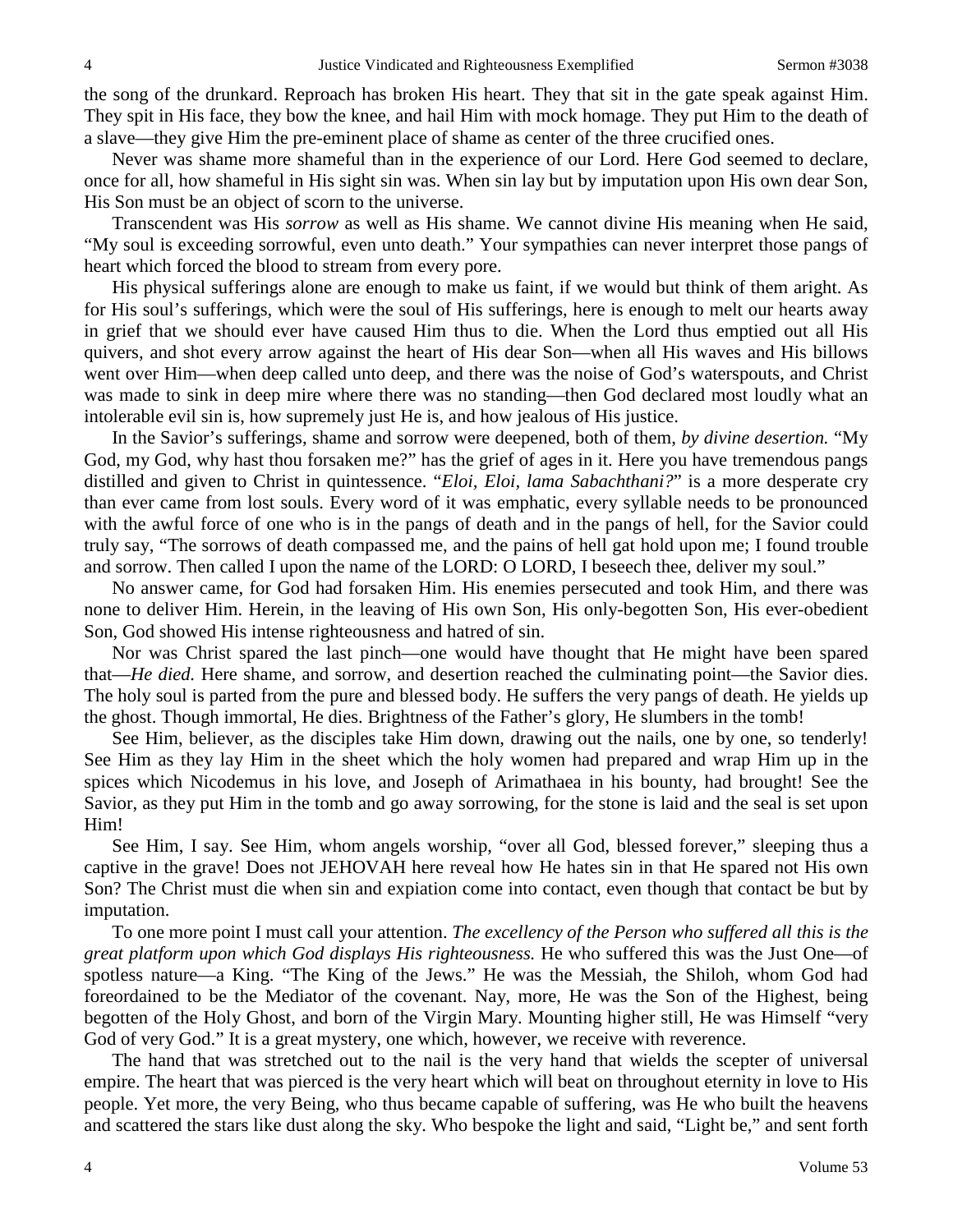the song of the drunkard. Reproach has broken His heart. They that sit in the gate speak against Him. They spit in His face, they bow the knee, and hail Him with mock homage. They put Him to the death of a slave—they give Him the pre-eminent place of shame as center of the three crucified ones.

Never was shame more shameful than in the experience of our Lord. Here God seemed to declare, once for all, how shameful in His sight sin was. When sin lay but by imputation upon His own dear Son, His Son must be an object of scorn to the universe.

Transcendent was His *sorrow* as well as His shame. We cannot divine His meaning when He said, "My soul is exceeding sorrowful, even unto death." Your sympathies can never interpret those pangs of heart which forced the blood to stream from every pore.

His physical sufferings alone are enough to make us faint, if we would but think of them aright. As for His soul's sufferings, which were the soul of His sufferings, here is enough to melt our hearts away in grief that we should ever have caused Him thus to die. When the Lord thus emptied out all His quivers, and shot every arrow against the heart of His dear Son—when all His waves and His billows went over Him—when deep called unto deep, and there was the noise of God's waterspouts, and Christ was made to sink in deep mire where there was no standing—then God declared most loudly what an intolerable evil sin is, how supremely just He is, and how jealous of His justice.

In the Savior's sufferings, shame and sorrow were deepened, both of them, *by divine desertion.* "My God, my God, why hast thou forsaken me?" has the grief of ages in it. Here you have tremendous pangs distilled and given to Christ in quintessence. "*Eloi, Eloi, lama Sabachthani?*" is a more desperate cry than ever came from lost souls. Every word of it was emphatic, every syllable needs to be pronounced with the awful force of one who is in the pangs of death and in the pangs of hell, for the Savior could truly say, "The sorrows of death compassed me, and the pains of hell gat hold upon me; I found trouble and sorrow. Then called I upon the name of the LORD: O LORD, I beseech thee, deliver my soul."

No answer came, for God had forsaken Him. His enemies persecuted and took Him, and there was none to deliver Him. Herein, in the leaving of His own Son, His only-begotten Son, His ever-obedient Son, God showed His intense righteousness and hatred of sin.

Nor was Christ spared the last pinch—one would have thought that He might have been spared that—*He died.* Here shame, and sorrow, and desertion reached the culminating point—the Savior dies. The holy soul is parted from the pure and blessed body. He suffers the very pangs of death. He yields up the ghost. Though immortal, He dies. Brightness of the Father's glory, He slumbers in the tomb!

See Him, believer, as the disciples take Him down, drawing out the nails, one by one, so tenderly! See Him as they lay Him in the sheet which the holy women had prepared and wrap Him up in the spices which Nicodemus in his love, and Joseph of Arimathaea in his bounty, had brought! See the Savior, as they put Him in the tomb and go away sorrowing, for the stone is laid and the seal is set upon Him!

See Him, I say. See Him, whom angels worship, "over all God, blessed forever," sleeping thus a captive in the grave! Does not JEHOVAH here reveal how He hates sin in that He spared not His own Son? The Christ must die when sin and expiation come into contact, even though that contact be but by imputation.

To one more point I must call your attention. *The excellency of the Person who suffered all this is the great platform upon which God displays His righteousness.* He who suffered this was the Just One—of spotless nature—a King. "The King of the Jews." He was the Messiah, the Shiloh, whom God had foreordained to be the Mediator of the covenant. Nay, more, He was the Son of the Highest, being begotten of the Holy Ghost, and born of the Virgin Mary. Mounting higher still, He was Himself "very God of very God." It is a great mystery, one which, however, we receive with reverence.

The hand that was stretched out to the nail is the very hand that wields the scepter of universal empire. The heart that was pierced is the very heart which will beat on throughout eternity in love to His people. Yet more, the very Being, who thus became capable of suffering, was He who built the heavens and scattered the stars like dust along the sky. Who bespoke the light and said, "Light be," and sent forth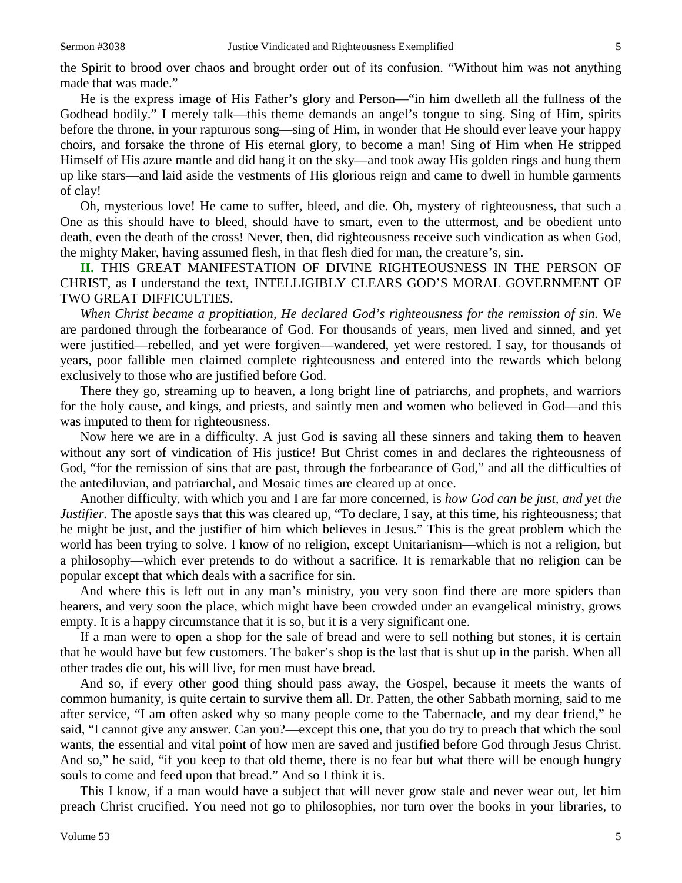the Spirit to brood over chaos and brought order out of its confusion. "Without him was not anything made that was made."

He is the express image of His Father's glory and Person—"in him dwelleth all the fullness of the Godhead bodily." I merely talk—this theme demands an angel's tongue to sing. Sing of Him, spirits before the throne, in your rapturous song—sing of Him, in wonder that He should ever leave your happy choirs, and forsake the throne of His eternal glory, to become a man! Sing of Him when He stripped Himself of His azure mantle and did hang it on the sky—and took away His golden rings and hung them up like stars—and laid aside the vestments of His glorious reign and came to dwell in humble garments of clay!

Oh, mysterious love! He came to suffer, bleed, and die. Oh, mystery of righteousness, that such a One as this should have to bleed, should have to smart, even to the uttermost, and be obedient unto death, even the death of the cross! Never, then, did righteousness receive such vindication as when God, the mighty Maker, having assumed flesh, in that flesh died for man, the creature's, sin.

**II.** THIS GREAT MANIFESTATION OF DIVINE RIGHTEOUSNESS IN THE PERSON OF CHRIST, as I understand the text, INTELLIGIBLY CLEARS GOD'S MORAL GOVERNMENT OF TWO GREAT DIFFICULTIES.

*When Christ became a propitiation, He declared God's righteousness for the remission of sin.* We are pardoned through the forbearance of God. For thousands of years, men lived and sinned, and yet were justified—rebelled, and yet were forgiven—wandered, yet were restored. I say, for thousands of years, poor fallible men claimed complete righteousness and entered into the rewards which belong exclusively to those who are justified before God.

There they go, streaming up to heaven, a long bright line of patriarchs, and prophets, and warriors for the holy cause, and kings, and priests, and saintly men and women who believed in God—and this was imputed to them for righteousness.

Now here we are in a difficulty. A just God is saving all these sinners and taking them to heaven without any sort of vindication of His justice! But Christ comes in and declares the righteousness of God, "for the remission of sins that are past, through the forbearance of God," and all the difficulties of the antediluvian, and patriarchal, and Mosaic times are cleared up at once.

Another difficulty, with which you and I are far more concerned, is *how God can be just, and yet the Justifier.* The apostle says that this was cleared up, "To declare, I say, at this time, his righteousness; that he might be just, and the justifier of him which believes in Jesus." This is the great problem which the world has been trying to solve. I know of no religion, except Unitarianism—which is not a religion, but a philosophy—which ever pretends to do without a sacrifice. It is remarkable that no religion can be popular except that which deals with a sacrifice for sin.

And where this is left out in any man's ministry, you very soon find there are more spiders than hearers, and very soon the place, which might have been crowded under an evangelical ministry, grows empty. It is a happy circumstance that it is so, but it is a very significant one.

If a man were to open a shop for the sale of bread and were to sell nothing but stones, it is certain that he would have but few customers. The baker's shop is the last that is shut up in the parish. When all other trades die out, his will live, for men must have bread.

And so, if every other good thing should pass away, the Gospel, because it meets the wants of common humanity, is quite certain to survive them all. Dr. Patten, the other Sabbath morning, said to me after service, "I am often asked why so many people come to the Tabernacle, and my dear friend," he said, "I cannot give any answer. Can you?—except this one, that you do try to preach that which the soul wants, the essential and vital point of how men are saved and justified before God through Jesus Christ. And so," he said, "if you keep to that old theme, there is no fear but what there will be enough hungry souls to come and feed upon that bread." And so I think it is.

This I know, if a man would have a subject that will never grow stale and never wear out, let him preach Christ crucified. You need not go to philosophies, nor turn over the books in your libraries, to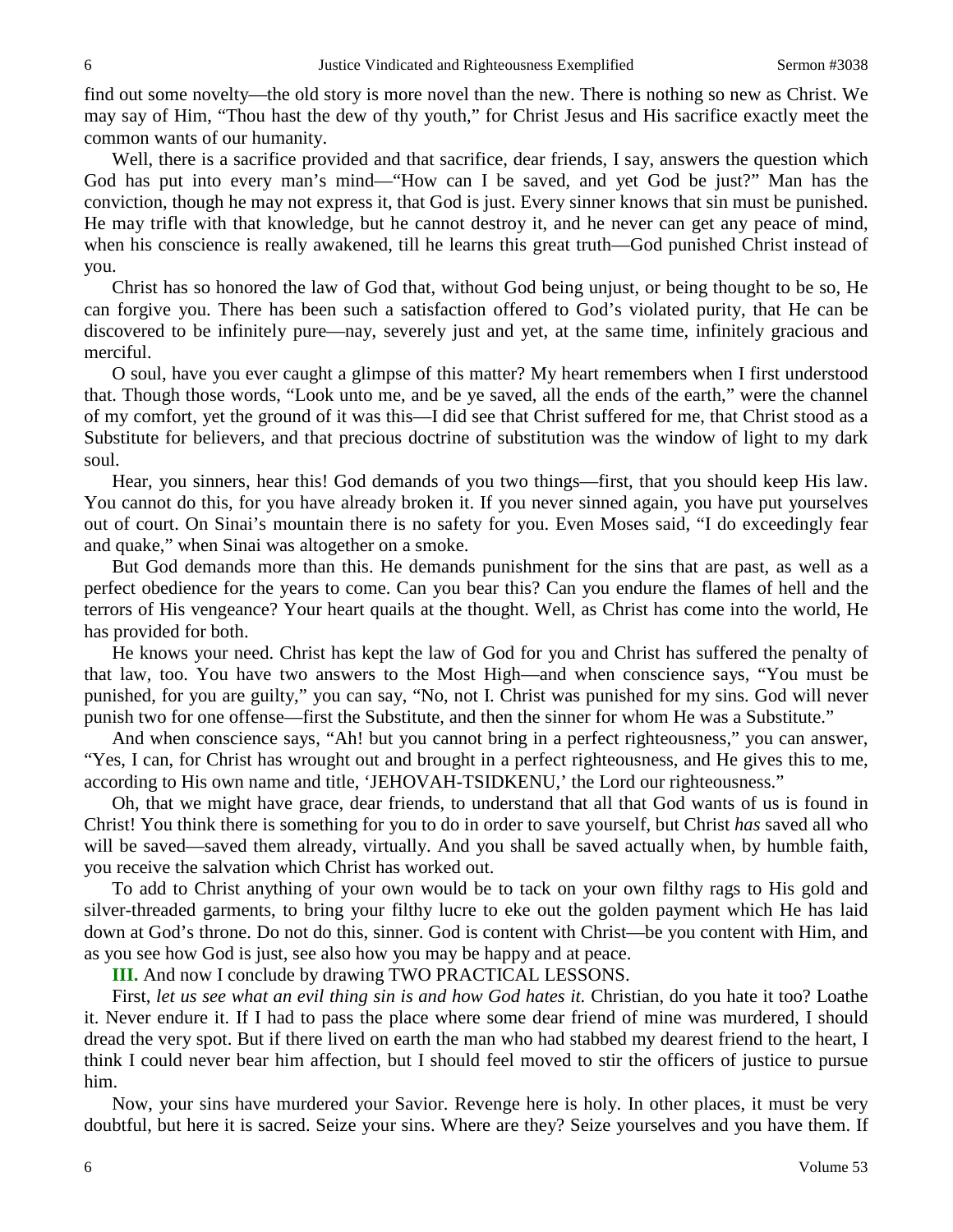find out some novelty—the old story is more novel than the new. There is nothing so new as Christ. We may say of Him, "Thou hast the dew of thy youth," for Christ Jesus and His sacrifice exactly meet the common wants of our humanity.

Well, there is a sacrifice provided and that sacrifice, dear friends, I say, answers the question which God has put into every man's mind—"How can I be saved, and yet God be just?" Man has the conviction, though he may not express it, that God is just. Every sinner knows that sin must be punished. He may trifle with that knowledge, but he cannot destroy it, and he never can get any peace of mind, when his conscience is really awakened, till he learns this great truth—God punished Christ instead of you.

Christ has so honored the law of God that, without God being unjust, or being thought to be so, He can forgive you. There has been such a satisfaction offered to God's violated purity, that He can be discovered to be infinitely pure—nay, severely just and yet, at the same time, infinitely gracious and merciful.

O soul, have you ever caught a glimpse of this matter? My heart remembers when I first understood that. Though those words, "Look unto me, and be ye saved, all the ends of the earth," were the channel of my comfort, yet the ground of it was this—I did see that Christ suffered for me, that Christ stood as a Substitute for believers, and that precious doctrine of substitution was the window of light to my dark soul.

Hear, you sinners, hear this! God demands of you two things—first, that you should keep His law. You cannot do this, for you have already broken it. If you never sinned again, you have put yourselves out of court. On Sinai's mountain there is no safety for you. Even Moses said, "I do exceedingly fear and quake," when Sinai was altogether on a smoke.

But God demands more than this. He demands punishment for the sins that are past, as well as a perfect obedience for the years to come. Can you bear this? Can you endure the flames of hell and the terrors of His vengeance? Your heart quails at the thought. Well, as Christ has come into the world, He has provided for both.

He knows your need. Christ has kept the law of God for you and Christ has suffered the penalty of that law, too. You have two answers to the Most High—and when conscience says, "You must be punished, for you are guilty," you can say, "No, not I. Christ was punished for my sins. God will never punish two for one offense—first the Substitute, and then the sinner for whom He was a Substitute."

And when conscience says, "Ah! but you cannot bring in a perfect righteousness," you can answer, "Yes, I can, for Christ has wrought out and brought in a perfect righteousness, and He gives this to me, according to His own name and title, 'JEHOVAH-TSIDKENU,' the Lord our righteousness."

Oh, that we might have grace, dear friends, to understand that all that God wants of us is found in Christ! You think there is something for you to do in order to save yourself, but Christ *has* saved all who will be saved—saved them already, virtually. And you shall be saved actually when, by humble faith, you receive the salvation which Christ has worked out.

To add to Christ anything of your own would be to tack on your own filthy rags to His gold and silver-threaded garments, to bring your filthy lucre to eke out the golden payment which He has laid down at God's throne. Do not do this, sinner. God is content with Christ—be you content with Him, and as you see how God is just, see also how you may be happy and at peace.

**III.** And now I conclude by drawing TWO PRACTICAL LESSONS.

First, *let us see what an evil thing sin is and how God hates it.* Christian, do you hate it too? Loathe it. Never endure it. If I had to pass the place where some dear friend of mine was murdered, I should dread the very spot. But if there lived on earth the man who had stabbed my dearest friend to the heart, I think I could never bear him affection, but I should feel moved to stir the officers of justice to pursue him.

Now, your sins have murdered your Savior. Revenge here is holy. In other places, it must be very doubtful, but here it is sacred. Seize your sins. Where are they? Seize yourselves and you have them. If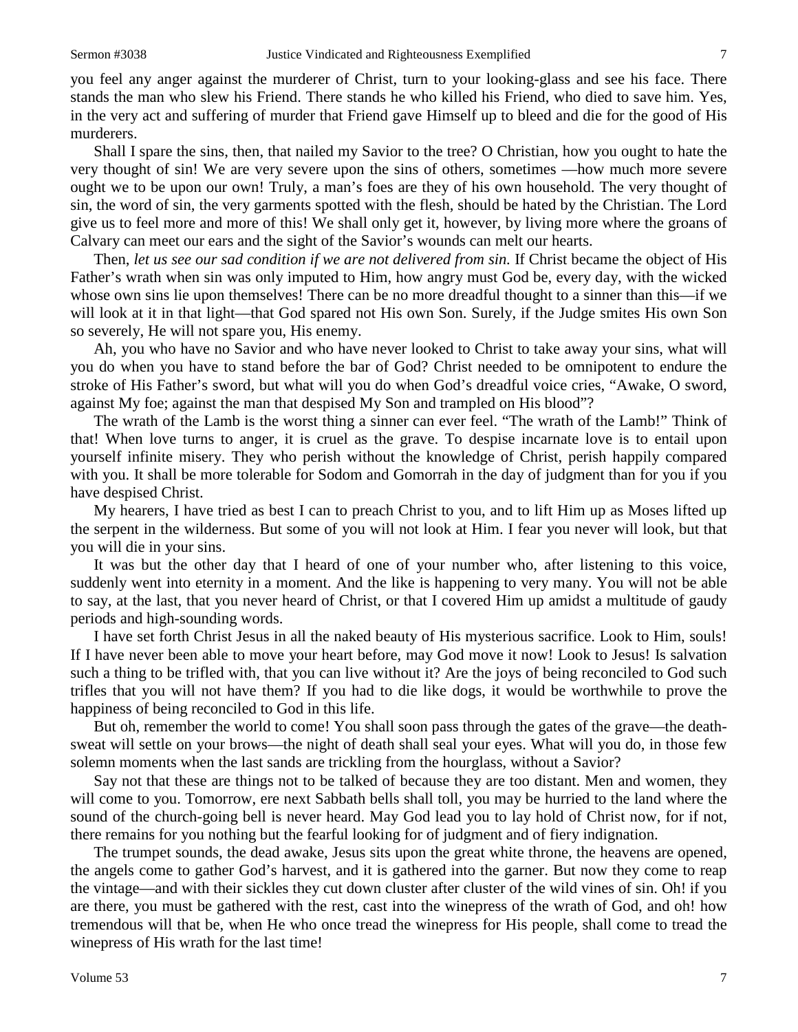you feel any anger against the murderer of Christ, turn to your looking-glass and see his face. There stands the man who slew his Friend. There stands he who killed his Friend, who died to save him. Yes, in the very act and suffering of murder that Friend gave Himself up to bleed and die for the good of His murderers.

Shall I spare the sins, then, that nailed my Savior to the tree? O Christian, how you ought to hate the very thought of sin! We are very severe upon the sins of others, sometimes —how much more severe ought we to be upon our own! Truly, a man's foes are they of his own household. The very thought of sin, the word of sin, the very garments spotted with the flesh, should be hated by the Christian. The Lord give us to feel more and more of this! We shall only get it, however, by living more where the groans of Calvary can meet our ears and the sight of the Savior's wounds can melt our hearts.

Then, *let us see our sad condition if we are not delivered from sin.* If Christ became the object of His Father's wrath when sin was only imputed to Him, how angry must God be, every day, with the wicked whose own sins lie upon themselves! There can be no more dreadful thought to a sinner than this—if we will look at it in that light—that God spared not His own Son. Surely, if the Judge smites His own Son so severely, He will not spare you, His enemy.

Ah, you who have no Savior and who have never looked to Christ to take away your sins, what will you do when you have to stand before the bar of God? Christ needed to be omnipotent to endure the stroke of His Father's sword, but what will you do when God's dreadful voice cries, "Awake, O sword, against My foe; against the man that despised My Son and trampled on His blood"?

The wrath of the Lamb is the worst thing a sinner can ever feel. "The wrath of the Lamb!" Think of that! When love turns to anger, it is cruel as the grave. To despise incarnate love is to entail upon yourself infinite misery. They who perish without the knowledge of Christ, perish happily compared with you. It shall be more tolerable for Sodom and Gomorrah in the day of judgment than for you if you have despised Christ.

My hearers, I have tried as best I can to preach Christ to you, and to lift Him up as Moses lifted up the serpent in the wilderness. But some of you will not look at Him. I fear you never will look, but that you will die in your sins.

It was but the other day that I heard of one of your number who, after listening to this voice, suddenly went into eternity in a moment. And the like is happening to very many. You will not be able to say, at the last, that you never heard of Christ, or that I covered Him up amidst a multitude of gaudy periods and high-sounding words.

I have set forth Christ Jesus in all the naked beauty of His mysterious sacrifice. Look to Him, souls! If I have never been able to move your heart before, may God move it now! Look to Jesus! Is salvation such a thing to be trifled with, that you can live without it? Are the joys of being reconciled to God such trifles that you will not have them? If you had to die like dogs, it would be worthwhile to prove the happiness of being reconciled to God in this life.

But oh, remember the world to come! You shall soon pass through the gates of the grave—the death-sweat will settle on your brows—the night of death shall seal your eyes. What will you do, in those few solemn moments when the last sands are trickling from the hourglass, without a Savior?

Say not that these are things not to be talked of because they are too distant. Men and women, they will come to you. Tomorrow, ere next Sabbath bells shall toll, you may be hurried to the land where the sound of the church-going bell is never heard. May God lead you to lay hold of Christ now, for if not, there remains for you nothing but the fearful looking for of judgment and of fiery indignation.

The trumpet sounds, the dead awake, Jesus sits upon the great white throne, the heavens are opened, the angels come to gather God's harvest, and it is gathered into the garner. But now they come to reap the vintage—and with their sickles they cut down cluster after cluster of the wild vines of sin. Oh! if you are there, you must be gathered with the rest, cast into the winepress of the wrath of God, and oh! how tremendous will that be, when He who once tread the winepress for His people, shall come to tread the winepress of His wrath for the last time!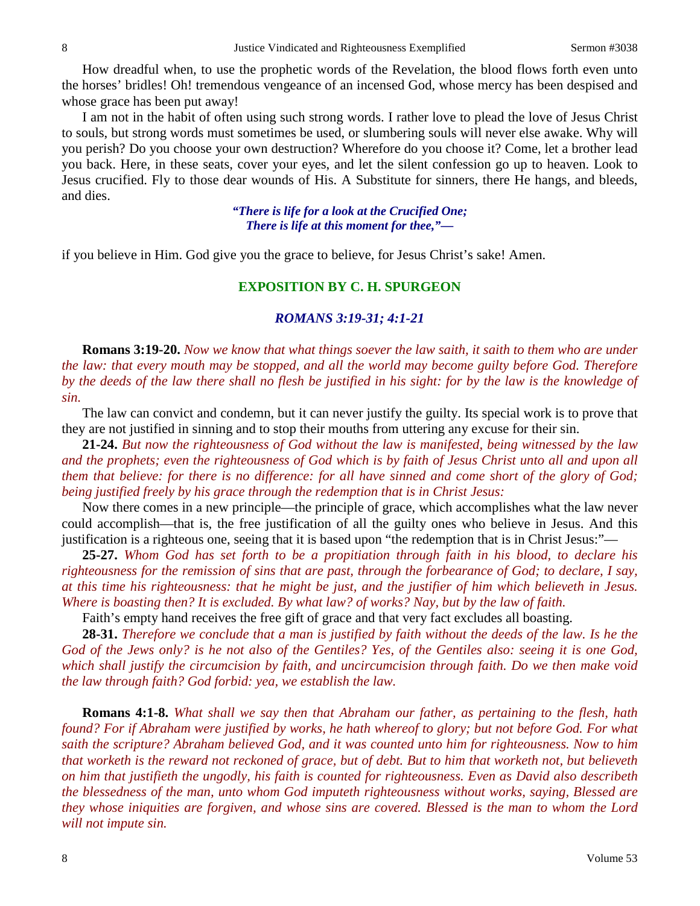How dreadful when, to use the prophetic words of the Revelation, the blood flows forth even unto the horses' bridles! Oh! tremendous vengeance of an incensed God, whose mercy has been despised and whose grace has been put away!

I am not in the habit of often using such strong words. I rather love to plead the love of Jesus Christ to souls, but strong words must sometimes be used, or slumbering souls will never else awake. Why will you perish? Do you choose your own destruction? Wherefore do you choose it? Come, let a brother lead you back. Here, in these seats, cover your eyes, and let the silent confession go up to heaven. Look to Jesus crucified. Fly to those dear wounds of His. A Substitute for sinners, there He hangs, and bleeds, and dies.

> ***"There is life for a look at the Crucified One;***
> ***There is life at this moment for thee,"—***

if you believe in Him. God give you the grace to believe, for Jesus Christ's sake! Amen.

## EXPOSITION BY C. H. SPURGEON

### *ROMANS 3:19-31; 4:1-21*

**Romans 3:19-20.** *Now we know that what things soever the law saith, it saith to them who are under the law: that every mouth may be stopped, and all the world may become guilty before God. Therefore by the deeds of the law there shall no flesh be justified in his sight: for by the law is the knowledge of sin.*

The law can convict and condemn, but it can never justify the guilty. Its special work is to prove that they are not justified in sinning and to stop their mouths from uttering any excuse for their sin.

**21-24.** *But now the righteousness of God without the law is manifested, being witnessed by the law and the prophets; even the righteousness of God which is by faith of Jesus Christ unto all and upon all them that believe: for there is no difference: for all have sinned and come short of the glory of God; being justified freely by his grace through the redemption that is in Christ Jesus:*

Now there comes in a new principle—the principle of grace, which accomplishes what the law never could accomplish—that is, the free justification of all the guilty ones who believe in Jesus. And this justification is a righteous one, seeing that it is based upon "the redemption that is in Christ Jesus:"—

**25-27.** *Whom God has set forth to be a propitiation through faith in his blood, to declare his righteousness for the remission of sins that are past, through the forbearance of God; to declare, I say, at this time his righteousness: that he might be just, and the justifier of him which believeth in Jesus. Where is boasting then? It is excluded. By what law? of works? Nay, but by the law of faith.*

Faith's empty hand receives the free gift of grace and that very fact excludes all boasting.

**28-31.** *Therefore we conclude that a man is justified by faith without the deeds of the law. Is he the God of the Jews only? is he not also of the Gentiles? Yes, of the Gentiles also: seeing it is one God, which shall justify the circumcision by faith, and uncircumcision through faith. Do we then make void the law through faith? God forbid: yea, we establish the law.*

**Romans 4:1-8.** *What shall we say then that Abraham our father, as pertaining to the flesh, hath found? For if Abraham were justified by works, he hath whereof to glory; but not before God. For what saith the scripture? Abraham believed God, and it was counted unto him for righteousness. Now to him that worketh is the reward not reckoned of grace, but of debt. But to him that worketh not, but believeth on him that justifieth the ungodly, his faith is counted for righteousness. Even as David also describeth the blessedness of the man, unto whom God imputeth righteousness without works, saying, Blessed are they whose iniquities are forgiven, and whose sins are covered. Blessed is the man to whom the Lord will not impute sin.*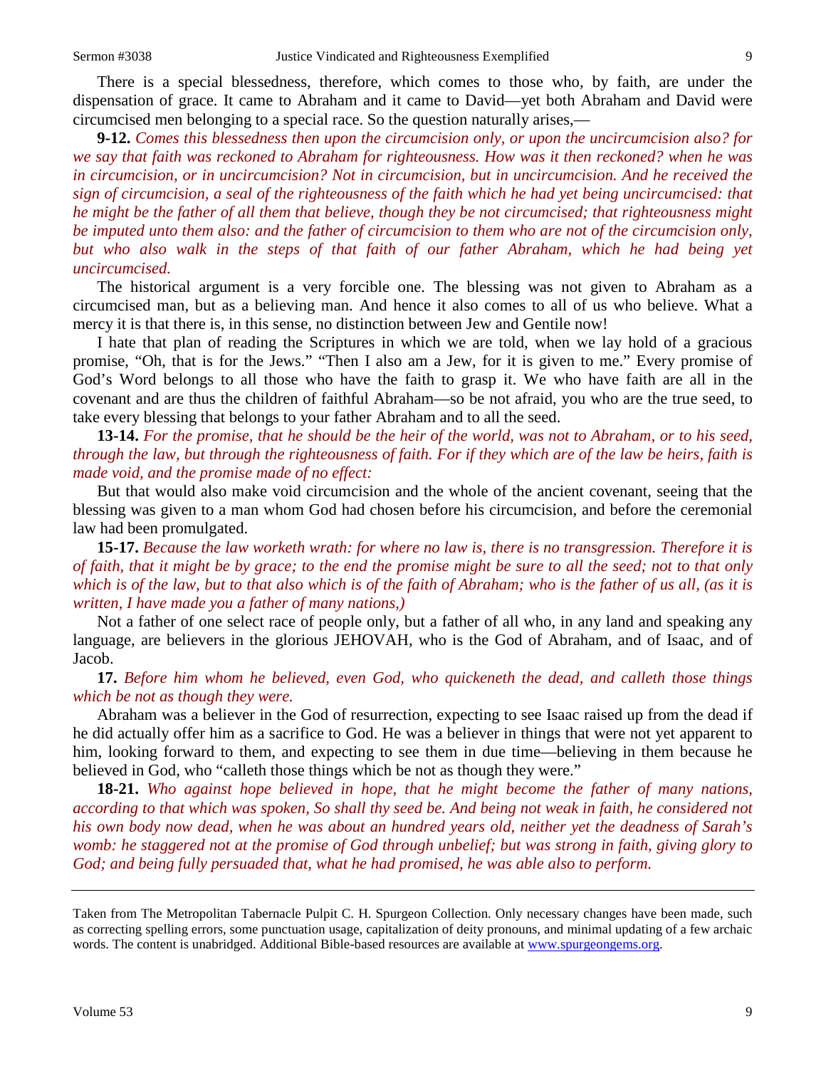There is a special blessedness, therefore, which comes to those who, by faith, are under the dispensation of grace. It came to Abraham and it came to David—yet both Abraham and David were circumcised men belonging to a special race. So the question naturally arises,—

**9-12.** *Comes this blessedness then upon the circumcision only, or upon the uncircumcision also? for we say that faith was reckoned to Abraham for righteousness. How was it then reckoned? when he was in circumcision, or in uncircumcision? Not in circumcision, but in uncircumcision. And he received the sign of circumcision, a seal of the righteousness of the faith which he had yet being uncircumcised: that he might be the father of all them that believe, though they be not circumcised; that righteousness might be imputed unto them also: and the father of circumcision to them who are not of the circumcision only, but who also walk in the steps of that faith of our father Abraham, which he had being yet uncircumcised.*

The historical argument is a very forcible one. The blessing was not given to Abraham as a circumcised man, but as a believing man. And hence it also comes to all of us who believe. What a mercy it is that there is, in this sense, no distinction between Jew and Gentile now!

I hate that plan of reading the Scriptures in which we are told, when we lay hold of a gracious promise, "Oh, that is for the Jews." "Then I also am a Jew, for it is given to me." Every promise of God's Word belongs to all those who have the faith to grasp it. We who have faith are all in the covenant and are thus the children of faithful Abraham—so be not afraid, you who are the true seed, to take every blessing that belongs to your father Abraham and to all the seed.

**13-14.** *For the promise, that he should be the heir of the world, was not to Abraham, or to his seed, through the law, but through the righteousness of faith. For if they which are of the law be heirs, faith is made void, and the promise made of no effect:*

But that would also make void circumcision and the whole of the ancient covenant, seeing that the blessing was given to a man whom God had chosen before his circumcision, and before the ceremonial law had been promulgated.

**15-17.** *Because the law worketh wrath: for where no law is, there is no transgression. Therefore it is of faith, that it might be by grace; to the end the promise might be sure to all the seed; not to that only which is of the law, but to that also which is of the faith of Abraham; who is the father of us all, (as it is written, I have made you a father of many nations,)*

Not a father of one select race of people only, but a father of all who, in any land and speaking any language, are believers in the glorious JEHOVAH, who is the God of Abraham, and of Isaac, and of Jacob.

**17.** *Before him whom he believed, even God, who quickeneth the dead, and calleth those things which be not as though they were.*

Abraham was a believer in the God of resurrection, expecting to see Isaac raised up from the dead if he did actually offer him as a sacrifice to God. He was a believer in things that were not yet apparent to him, looking forward to them, and expecting to see them in due time—believing in them because he believed in God, who "calleth those things which be not as though they were."

**18-21.** *Who against hope believed in hope, that he might become the father of many nations, according to that which was spoken, So shall thy seed be. And being not weak in faith, he considered not his own body now dead, when he was about an hundred years old, neither yet the deadness of Sarah's womb: he staggered not at the promise of God through unbelief; but was strong in faith, giving glory to God; and being fully persuaded that, what he had promised, he was able also to perform.*

---

Taken from The Metropolitan Tabernacle Pulpit C. H. Spurgeon Collection. Only necessary changes have been made, such as correcting spelling errors, some punctuation usage, capitalization of deity pronouns, and minimal updating of a few archaic words. The content is unabridged. Additional Bible-based resources are available at www.spurgeongems.org.